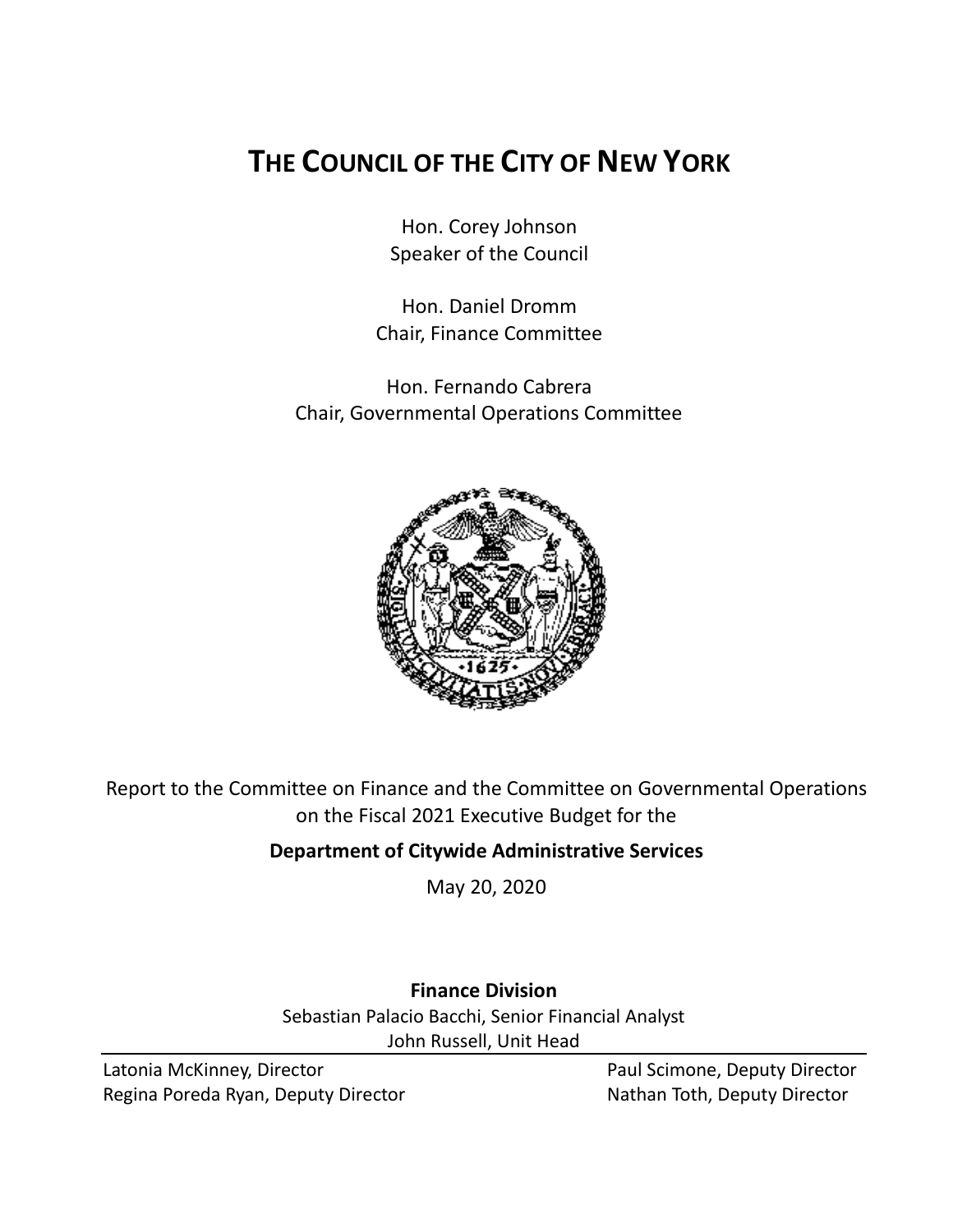# THE COUNCIL OF THE CITY OF NEW YORK

Hon. Corey Johnson
Speaker of the Council

Hon. Daniel Dromm
Chair, Finance Committee

Hon. Fernando Cabrera
Chair, Governmental Operations Committee

Report to the Committee on Finance and the Committee on Governmental Operations on the Fiscal 2021 Executive Budget for the

**Department of Citywide Administrative Services**

May 20, 2020

**Finance Division**

Sebastian Palacio Bacchi, Senior Financial Analyst
John Russell, Unit Head

Latonia McKinney, Director
Regina Poreda Ryan, Deputy Director
Paul Scimone, Deputy Director
Nathan Toth, Deputy Director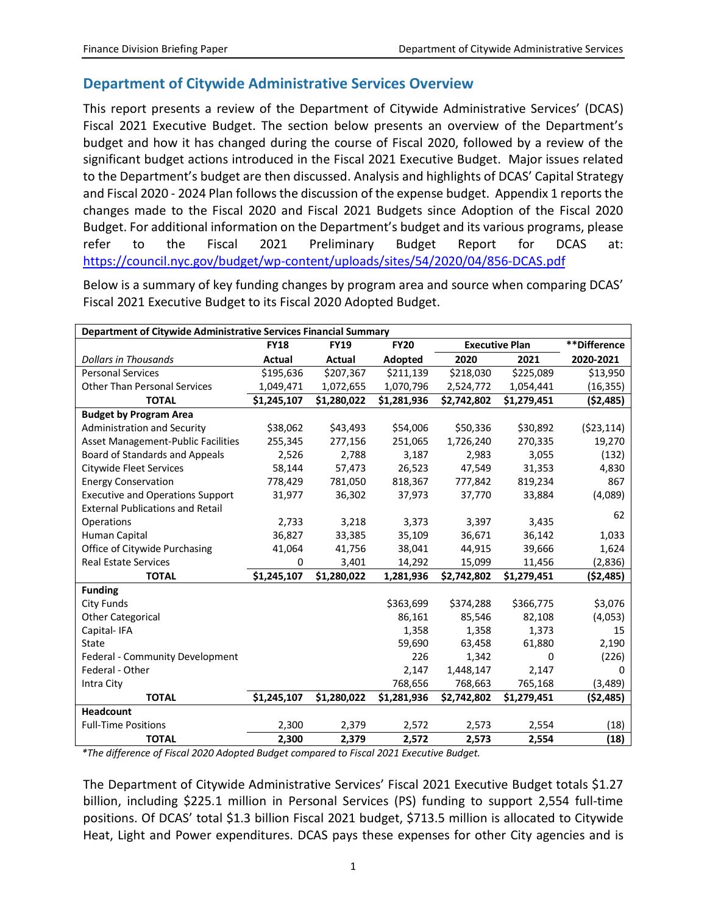## Department of Citywide Administrative Services Overview

This report presents a review of the Department of Citywide Administrative Services' (DCAS) Fiscal 2021 Executive Budget. The section below presents an overview of the Department's budget and how it has changed during the course of Fiscal 2020, followed by a review of the significant budget actions introduced in the Fiscal 2021 Executive Budget. Major issues related to the Department's budget are then discussed. Analysis and highlights of DCAS' Capital Strategy and Fiscal 2020 - 2024 Plan follows the discussion of the expense budget. Appendix 1 reports the changes made to the Fiscal 2020 and Fiscal 2021 Budgets since Adoption of the Fiscal 2020 Budget. For additional information on the Department's budget and its various programs, please refer to the Fiscal 2021 Preliminary Budget Report for DCAS at: https://council.nyc.gov/budget/wp-content/uploads/sites/54/2020/04/856-DCAS.pdf

Below is a summary of key funding changes by program area and source when comparing DCAS' Fiscal 2021 Executive Budget to its Fiscal 2020 Adopted Budget.

| Department of Citywide Administrative Services Financial Summary | | | | | | |
|---|---|---|---|---|---|---|
| | FY18 | FY19 | FY20 | Executive Plan | | **Difference |
| *Dollars in Thousands* | Actual | Actual | Adopted | 2020 | 2021 | 2020-2021 |
| Personal Services | $195,636 | $207,367 | $211,139 | $218,030 | $225,089 | $13,950 |
| Other Than Personal Services | 1,049,471 | 1,072,655 | 1,070,796 | 2,524,772 | 1,054,441 | (16,355) |
| **TOTAL** | **$1,245,107** | **$1,280,022** | **$1,281,936** | **$2,742,802** | **$1,279,451** | **($2,485)** |
| **Budget by Program Area** | | | | | | |
| Administration and Security | $38,062 | $43,493 | $54,006 | $50,336 | $30,892 | ($23,114) |
| Asset Management-Public Facilities | 255,345 | 277,156 | 251,065 | 1,726,240 | 270,335 | 19,270 |
| Board of Standards and Appeals | 2,526 | 2,788 | 3,187 | 2,983 | 3,055 | (132) |
| Citywide Fleet Services | 58,144 | 57,473 | 26,523 | 47,549 | 31,353 | 4,830 |
| Energy Conservation | 778,429 | 781,050 | 818,367 | 777,842 | 819,234 | 867 |
| Executive and Operations Support | 31,977 | 36,302 | 37,973 | 37,770 | 33,884 | (4,089) |
| External Publications and Retail Operations | 2,733 | 3,218 | 3,373 | 3,397 | 3,435 | 62 |
| Human Capital | 36,827 | 33,385 | 35,109 | 36,671 | 36,142 | 1,033 |
| Office of Citywide Purchasing | 41,064 | 41,756 | 38,041 | 44,915 | 39,666 | 1,624 |
| Real Estate Services | 0 | 3,401 | 14,292 | 15,099 | 11,456 | (2,836) |
| **TOTAL** | **$1,245,107** | **$1,280,022** | **1,281,936** | **$2,742,802** | **$1,279,451** | **($2,485)** |
| **Funding** | | | | | | |
| City Funds | | | $363,699 | $374,288 | $366,775 | $3,076 |
| Other Categorical | | | 86,161 | 85,546 | 82,108 | (4,053) |
| Capital- IFA | | | 1,358 | 1,358 | 1,373 | 15 |
| State | | | 59,690 | 63,458 | 61,880 | 2,190 |
| Federal - Community Development | | | 226 | 1,342 | 0 | (226) |
| Federal - Other | | | 2,147 | 1,448,147 | 2,147 | 0 |
| Intra City | | | 768,656 | 768,663 | 765,168 | (3,489) |
| **TOTAL** | **$1,245,107** | **$1,280,022** | **$1,281,936** | **$2,742,802** | **$1,279,451** | **($2,485)** |
| **Headcount** | | | | | | |
| Full-Time Positions | 2,300 | 2,379 | 2,572 | 2,573 | 2,554 | (18) |
| **TOTAL** | **2,300** | **2,379** | **2,572** | **2,573** | **2,554** | **(18)** |

*\*The difference of Fiscal 2020 Adopted Budget compared to Fiscal 2021 Executive Budget.*

The Department of Citywide Administrative Services' Fiscal 2021 Executive Budget totals $1.27 billion, including $225.1 million in Personal Services (PS) funding to support 2,554 full-time positions. Of DCAS' total $1.3 billion Fiscal 2021 budget, $713.5 million is allocated to Citywide Heat, Light and Power expenditures. DCAS pays these expenses for other City agencies and is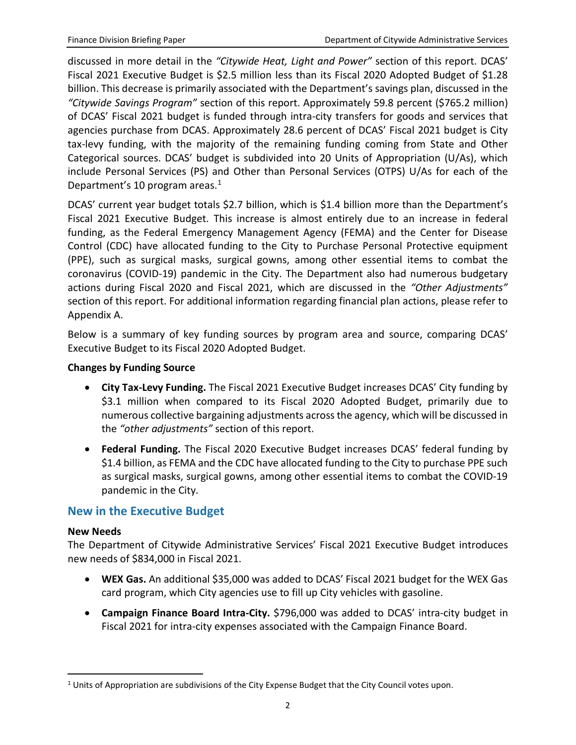discussed in more detail in the *"Citywide Heat, Light and Power"* section of this report. DCAS' Fiscal 2021 Executive Budget is $2.5 million less than its Fiscal 2020 Adopted Budget of $1.28 billion. This decrease is primarily associated with the Department's savings plan, discussed in the *"Citywide Savings Program"* section of this report. Approximately 59.8 percent ($765.2 million) of DCAS' Fiscal 2021 budget is funded through intra-city transfers for goods and services that agencies purchase from DCAS. Approximately 28.6 percent of DCAS' Fiscal 2021 budget is City tax-levy funding, with the majority of the remaining funding coming from State and Other Categorical sources. DCAS' budget is subdivided into 20 Units of Appropriation (U/As), which include Personal Services (PS) and Other than Personal Services (OTPS) U/As for each of the Department's 10 program areas.[1]

DCAS' current year budget totals $2.7 billion, which is $1.4 billion more than the Department's Fiscal 2021 Executive Budget. This increase is almost entirely due to an increase in federal funding, as the Federal Emergency Management Agency (FEMA) and the Center for Disease Control (CDC) have allocated funding to the City to Purchase Personal Protective equipment (PPE), such as surgical masks, surgical gowns, among other essential items to combat the coronavirus (COVID-19) pandemic in the City. The Department also had numerous budgetary actions during Fiscal 2020 and Fiscal 2021, which are discussed in the *"Other Adjustments"* section of this report. For additional information regarding financial plan actions, please refer to Appendix A.

Below is a summary of key funding sources by program area and source, comparing DCAS' Executive Budget to its Fiscal 2020 Adopted Budget.

**Changes by Funding Source**

- **City Tax-Levy Funding.** The Fiscal 2021 Executive Budget increases DCAS' City funding by $3.1 million when compared to its Fiscal 2020 Adopted Budget, primarily due to numerous collective bargaining adjustments across the agency, which will be discussed in the *"other adjustments"* section of this report.
- **Federal Funding.** The Fiscal 2020 Executive Budget increases DCAS' federal funding by $1.4 billion, as FEMA and the CDC have allocated funding to the City to purchase PPE such as surgical masks, surgical gowns, among other essential items to combat the COVID-19 pandemic in the City.

## New in the Executive Budget

**New Needs**

The Department of Citywide Administrative Services' Fiscal 2021 Executive Budget introduces new needs of $834,000 in Fiscal 2021.

- **WEX Gas.** An additional $35,000 was added to DCAS' Fiscal 2021 budget for the WEX Gas card program, which City agencies use to fill up City vehicles with gasoline.
- **Campaign Finance Board Intra-City.** $796,000 was added to DCAS' intra-city budget in Fiscal 2021 for intra-city expenses associated with the Campaign Finance Board.

[1] Units of Appropriation are subdivisions of the City Expense Budget that the City Council votes upon.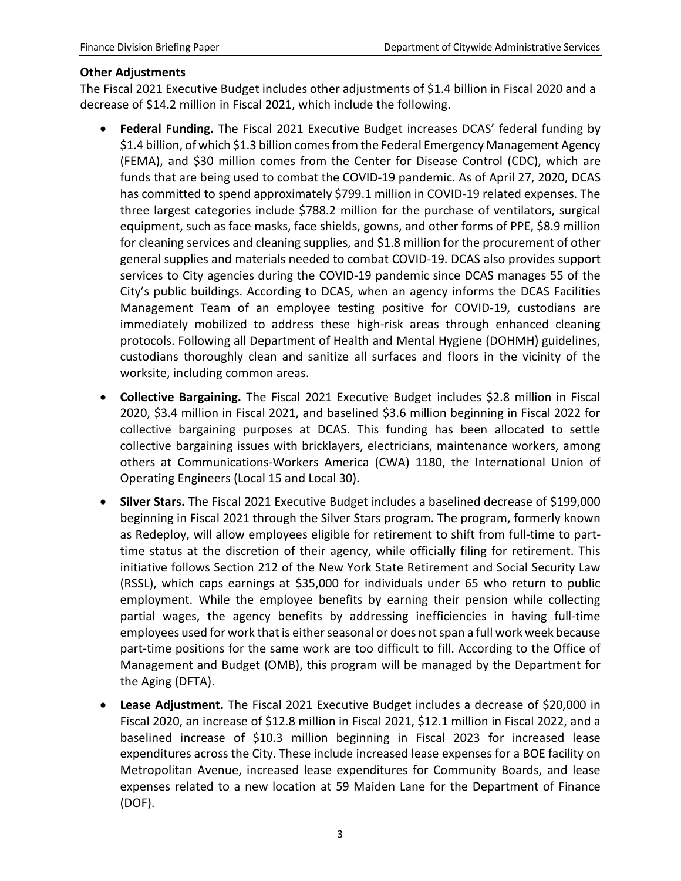**Other Adjustments**

The Fiscal 2021 Executive Budget includes other adjustments of $1.4 billion in Fiscal 2020 and a decrease of $14.2 million in Fiscal 2021, which include the following.

- **Federal Funding.** The Fiscal 2021 Executive Budget increases DCAS' federal funding by $1.4 billion, of which $1.3 billion comes from the Federal Emergency Management Agency (FEMA), and $30 million comes from the Center for Disease Control (CDC), which are funds that are being used to combat the COVID-19 pandemic. As of April 27, 2020, DCAS has committed to spend approximately $799.1 million in COVID-19 related expenses. The three largest categories include $788.2 million for the purchase of ventilators, surgical equipment, such as face masks, face shields, gowns, and other forms of PPE, $8.9 million for cleaning services and cleaning supplies, and $1.8 million for the procurement of other general supplies and materials needed to combat COVID-19. DCAS also provides support services to City agencies during the COVID-19 pandemic since DCAS manages 55 of the City's public buildings. According to DCAS, when an agency informs the DCAS Facilities Management Team of an employee testing positive for COVID-19, custodians are immediately mobilized to address these high-risk areas through enhanced cleaning protocols. Following all Department of Health and Mental Hygiene (DOHMH) guidelines, custodians thoroughly clean and sanitize all surfaces and floors in the vicinity of the worksite, including common areas.
- **Collective Bargaining.** The Fiscal 2021 Executive Budget includes $2.8 million in Fiscal 2020, $3.4 million in Fiscal 2021, and baselined $3.6 million beginning in Fiscal 2022 for collective bargaining purposes at DCAS. This funding has been allocated to settle collective bargaining issues with bricklayers, electricians, maintenance workers, among others at Communications-Workers America (CWA) 1180, the International Union of Operating Engineers (Local 15 and Local 30).
- **Silver Stars.** The Fiscal 2021 Executive Budget includes a baselined decrease of $199,000 beginning in Fiscal 2021 through the Silver Stars program. The program, formerly known as Redeploy, will allow employees eligible for retirement to shift from full-time to part-time status at the discretion of their agency, while officially filing for retirement. This initiative follows Section 212 of the New York State Retirement and Social Security Law (RSSL), which caps earnings at $35,000 for individuals under 65 who return to public employment. While the employee benefits by earning their pension while collecting partial wages, the agency benefits by addressing inefficiencies in having full-time employees used for work that is either seasonal or does not span a full work week because part-time positions for the same work are too difficult to fill. According to the Office of Management and Budget (OMB), this program will be managed by the Department for the Aging (DFTA).
- **Lease Adjustment.** The Fiscal 2021 Executive Budget includes a decrease of $20,000 in Fiscal 2020, an increase of $12.8 million in Fiscal 2021, $12.1 million in Fiscal 2022, and a baselined increase of $10.3 million beginning in Fiscal 2023 for increased lease expenditures across the City. These include increased lease expenses for a BOE facility on Metropolitan Avenue, increased lease expenditures for Community Boards, and lease expenses related to a new location at 59 Maiden Lane for the Department of Finance (DOF).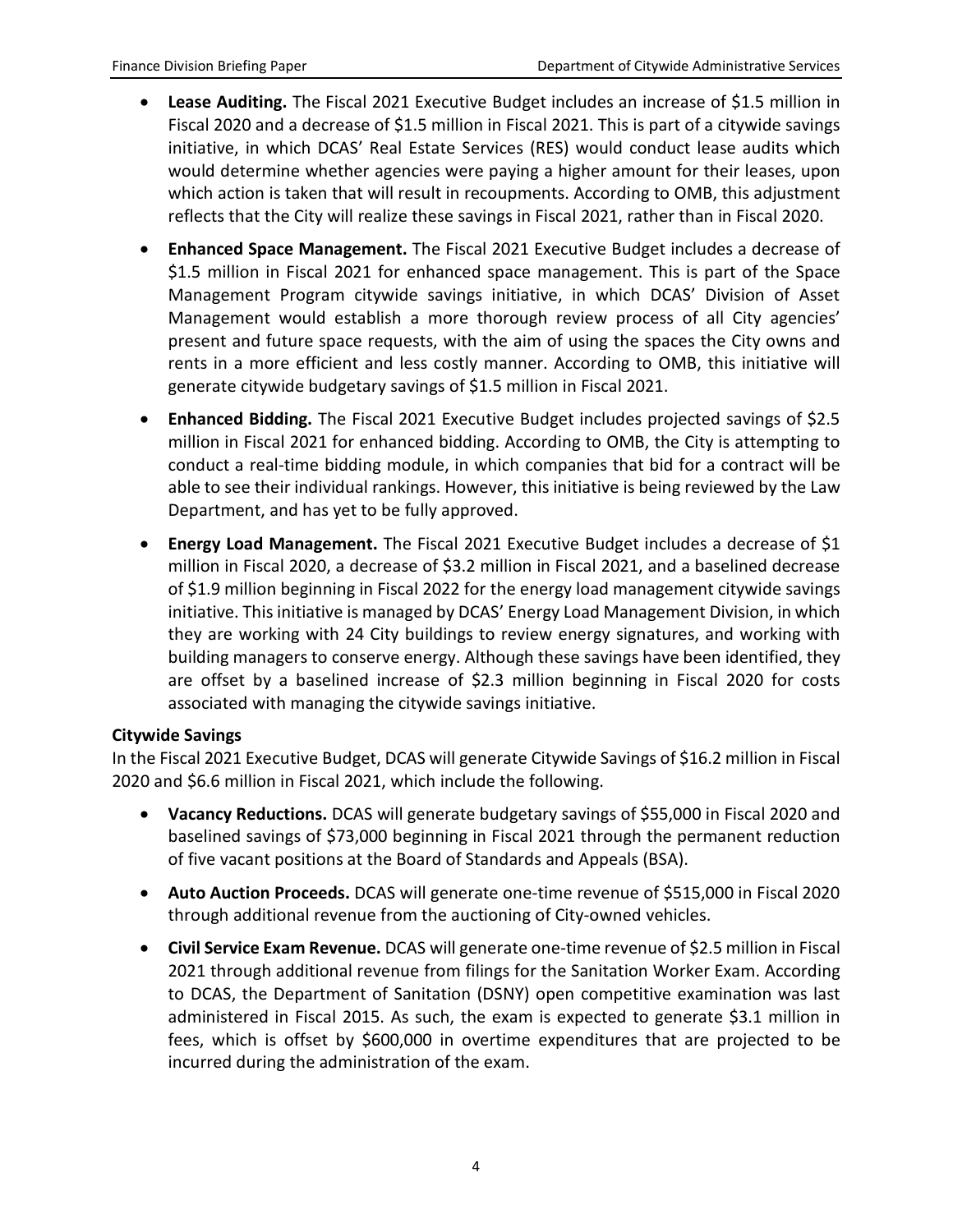- **Lease Auditing.** The Fiscal 2021 Executive Budget includes an increase of $1.5 million in Fiscal 2020 and a decrease of $1.5 million in Fiscal 2021. This is part of a citywide savings initiative, in which DCAS' Real Estate Services (RES) would conduct lease audits which would determine whether agencies were paying a higher amount for their leases, upon which action is taken that will result in recoupments. According to OMB, this adjustment reflects that the City will realize these savings in Fiscal 2021, rather than in Fiscal 2020.
- **Enhanced Space Management.** The Fiscal 2021 Executive Budget includes a decrease of $1.5 million in Fiscal 2021 for enhanced space management. This is part of the Space Management Program citywide savings initiative, in which DCAS' Division of Asset Management would establish a more thorough review process of all City agencies' present and future space requests, with the aim of using the spaces the City owns and rents in a more efficient and less costly manner. According to OMB, this initiative will generate citywide budgetary savings of $1.5 million in Fiscal 2021.
- **Enhanced Bidding.** The Fiscal 2021 Executive Budget includes projected savings of $2.5 million in Fiscal 2021 for enhanced bidding. According to OMB, the City is attempting to conduct a real-time bidding module, in which companies that bid for a contract will be able to see their individual rankings. However, this initiative is being reviewed by the Law Department, and has yet to be fully approved.
- **Energy Load Management.** The Fiscal 2021 Executive Budget includes a decrease of $1 million in Fiscal 2020, a decrease of $3.2 million in Fiscal 2021, and a baselined decrease of $1.9 million beginning in Fiscal 2022 for the energy load management citywide savings initiative. This initiative is managed by DCAS' Energy Load Management Division, in which they are working with 24 City buildings to review energy signatures, and working with building managers to conserve energy. Although these savings have been identified, they are offset by a baselined increase of $2.3 million beginning in Fiscal 2020 for costs associated with managing the citywide savings initiative.

**Citywide Savings**

In the Fiscal 2021 Executive Budget, DCAS will generate Citywide Savings of $16.2 million in Fiscal 2020 and $6.6 million in Fiscal 2021, which include the following.

- **Vacancy Reductions.** DCAS will generate budgetary savings of $55,000 in Fiscal 2020 and baselined savings of $73,000 beginning in Fiscal 2021 through the permanent reduction of five vacant positions at the Board of Standards and Appeals (BSA).
- **Auto Auction Proceeds.** DCAS will generate one-time revenue of $515,000 in Fiscal 2020 through additional revenue from the auctioning of City-owned vehicles.
- **Civil Service Exam Revenue.** DCAS will generate one-time revenue of $2.5 million in Fiscal 2021 through additional revenue from filings for the Sanitation Worker Exam. According to DCAS, the Department of Sanitation (DSNY) open competitive examination was last administered in Fiscal 2015. As such, the exam is expected to generate $3.1 million in fees, which is offset by $600,000 in overtime expenditures that are projected to be incurred during the administration of the exam.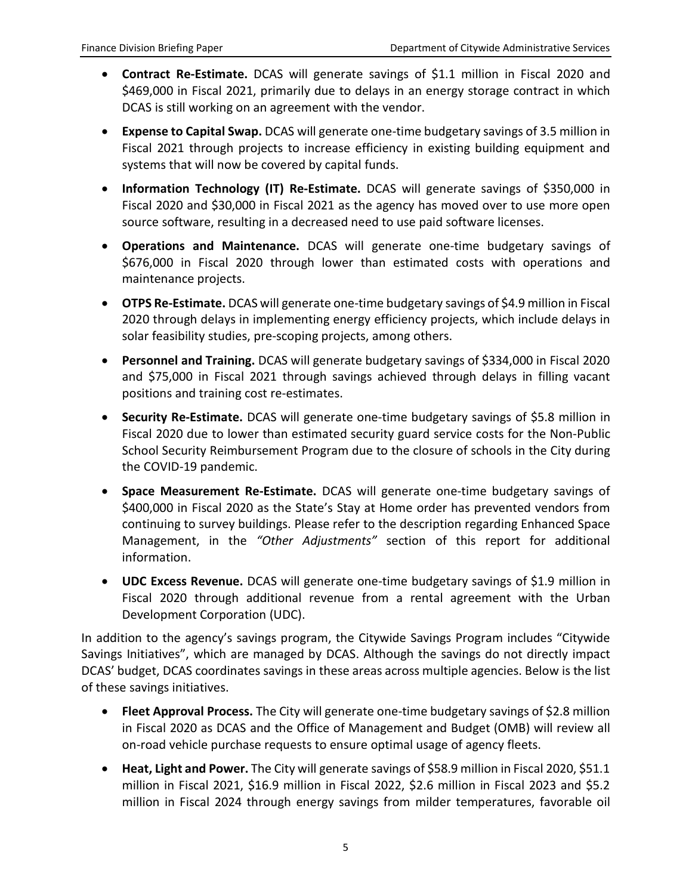- **Contract Re-Estimate.** DCAS will generate savings of $1.1 million in Fiscal 2020 and $469,000 in Fiscal 2021, primarily due to delays in an energy storage contract in which DCAS is still working on an agreement with the vendor.
- **Expense to Capital Swap.** DCAS will generate one-time budgetary savings of 3.5 million in Fiscal 2021 through projects to increase efficiency in existing building equipment and systems that will now be covered by capital funds.
- **Information Technology (IT) Re-Estimate.** DCAS will generate savings of $350,000 in Fiscal 2020 and $30,000 in Fiscal 2021 as the agency has moved over to use more open source software, resulting in a decreased need to use paid software licenses.
- **Operations and Maintenance.** DCAS will generate one-time budgetary savings of $676,000 in Fiscal 2020 through lower than estimated costs with operations and maintenance projects.
- **OTPS Re-Estimate.** DCAS will generate one-time budgetary savings of $4.9 million in Fiscal 2020 through delays in implementing energy efficiency projects, which include delays in solar feasibility studies, pre-scoping projects, among others.
- **Personnel and Training.** DCAS will generate budgetary savings of $334,000 in Fiscal 2020 and $75,000 in Fiscal 2021 through savings achieved through delays in filling vacant positions and training cost re-estimates.
- **Security Re-Estimate.** DCAS will generate one-time budgetary savings of $5.8 million in Fiscal 2020 due to lower than estimated security guard service costs for the Non-Public School Security Reimbursement Program due to the closure of schools in the City during the COVID-19 pandemic.
- **Space Measurement Re-Estimate.** DCAS will generate one-time budgetary savings of $400,000 in Fiscal 2020 as the State's Stay at Home order has prevented vendors from continuing to survey buildings. Please refer to the description regarding Enhanced Space Management, in the *"Other Adjustments"* section of this report for additional information.
- **UDC Excess Revenue.** DCAS will generate one-time budgetary savings of $1.9 million in Fiscal 2020 through additional revenue from a rental agreement with the Urban Development Corporation (UDC).

In addition to the agency's savings program, the Citywide Savings Program includes "Citywide Savings Initiatives", which are managed by DCAS. Although the savings do not directly impact DCAS' budget, DCAS coordinates savings in these areas across multiple agencies. Below is the list of these savings initiatives.

- **Fleet Approval Process.** The City will generate one-time budgetary savings of $2.8 million in Fiscal 2020 as DCAS and the Office of Management and Budget (OMB) will review all on-road vehicle purchase requests to ensure optimal usage of agency fleets.
- **Heat, Light and Power.** The City will generate savings of $58.9 million in Fiscal 2020, $51.1 million in Fiscal 2021, $16.9 million in Fiscal 2022, $2.6 million in Fiscal 2023 and $5.2 million in Fiscal 2024 through energy savings from milder temperatures, favorable oil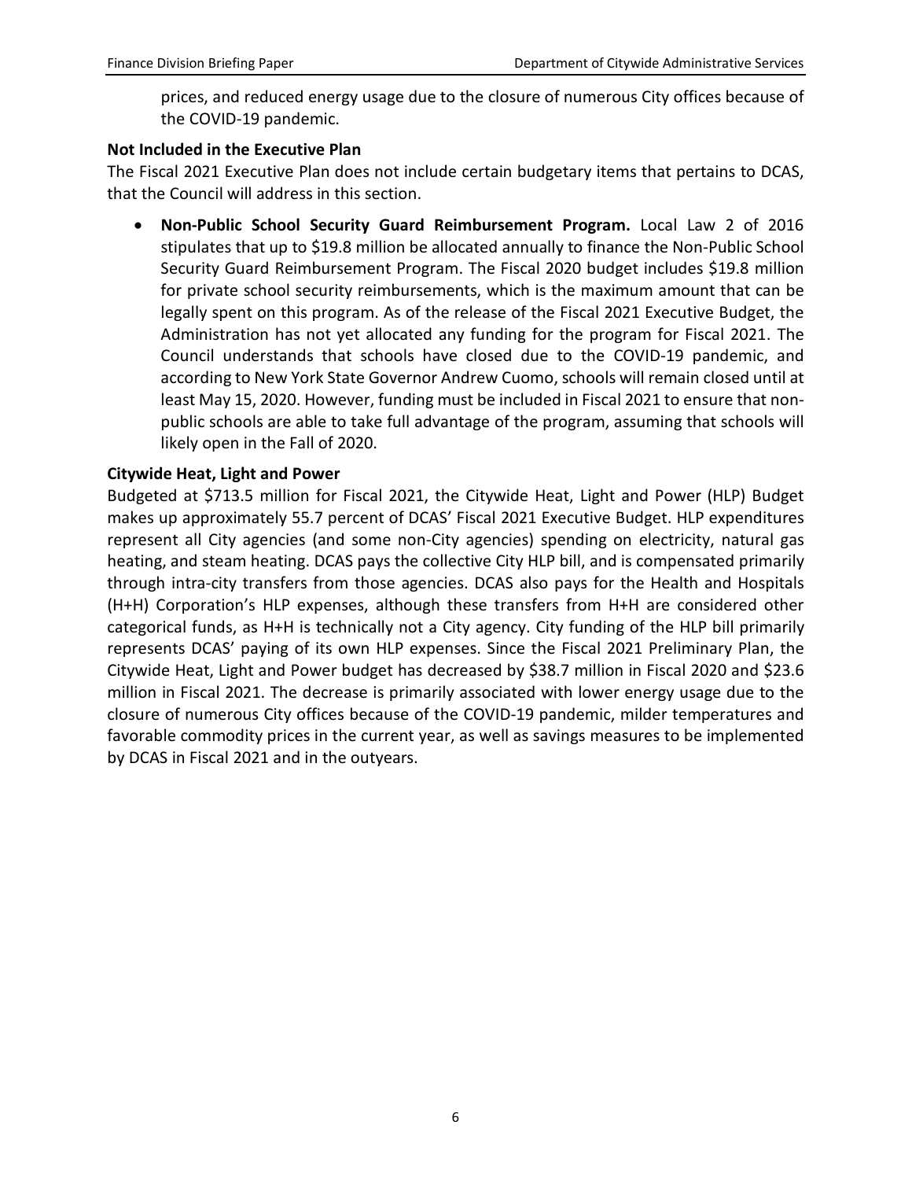prices, and reduced energy usage due to the closure of numerous City offices because of the COVID-19 pandemic.

**Not Included in the Executive Plan**

The Fiscal 2021 Executive Plan does not include certain budgetary items that pertains to DCAS, that the Council will address in this section.

- **Non-Public School Security Guard Reimbursement Program.** Local Law 2 of 2016 stipulates that up to $19.8 million be allocated annually to finance the Non-Public School Security Guard Reimbursement Program. The Fiscal 2020 budget includes $19.8 million for private school security reimbursements, which is the maximum amount that can be legally spent on this program. As of the release of the Fiscal 2021 Executive Budget, the Administration has not yet allocated any funding for the program for Fiscal 2021. The Council understands that schools have closed due to the COVID-19 pandemic, and according to New York State Governor Andrew Cuomo, schools will remain closed until at least May 15, 2020. However, funding must be included in Fiscal 2021 to ensure that non-public schools are able to take full advantage of the program, assuming that schools will likely open in the Fall of 2020.

**Citywide Heat, Light and Power**

Budgeted at $713.5 million for Fiscal 2021, the Citywide Heat, Light and Power (HLP) Budget makes up approximately 55.7 percent of DCAS' Fiscal 2021 Executive Budget. HLP expenditures represent all City agencies (and some non-City agencies) spending on electricity, natural gas heating, and steam heating. DCAS pays the collective City HLP bill, and is compensated primarily through intra-city transfers from those agencies. DCAS also pays for the Health and Hospitals (H+H) Corporation's HLP expenses, although these transfers from H+H are considered other categorical funds, as H+H is technically not a City agency. City funding of the HLP bill primarily represents DCAS' paying of its own HLP expenses. Since the Fiscal 2021 Preliminary Plan, the Citywide Heat, Light and Power budget has decreased by $38.7 million in Fiscal 2020 and $23.6 million in Fiscal 2021. The decrease is primarily associated with lower energy usage due to the closure of numerous City offices because of the COVID-19 pandemic, milder temperatures and favorable commodity prices in the current year, as well as savings measures to be implemented by DCAS in Fiscal 2021 and in the outyears.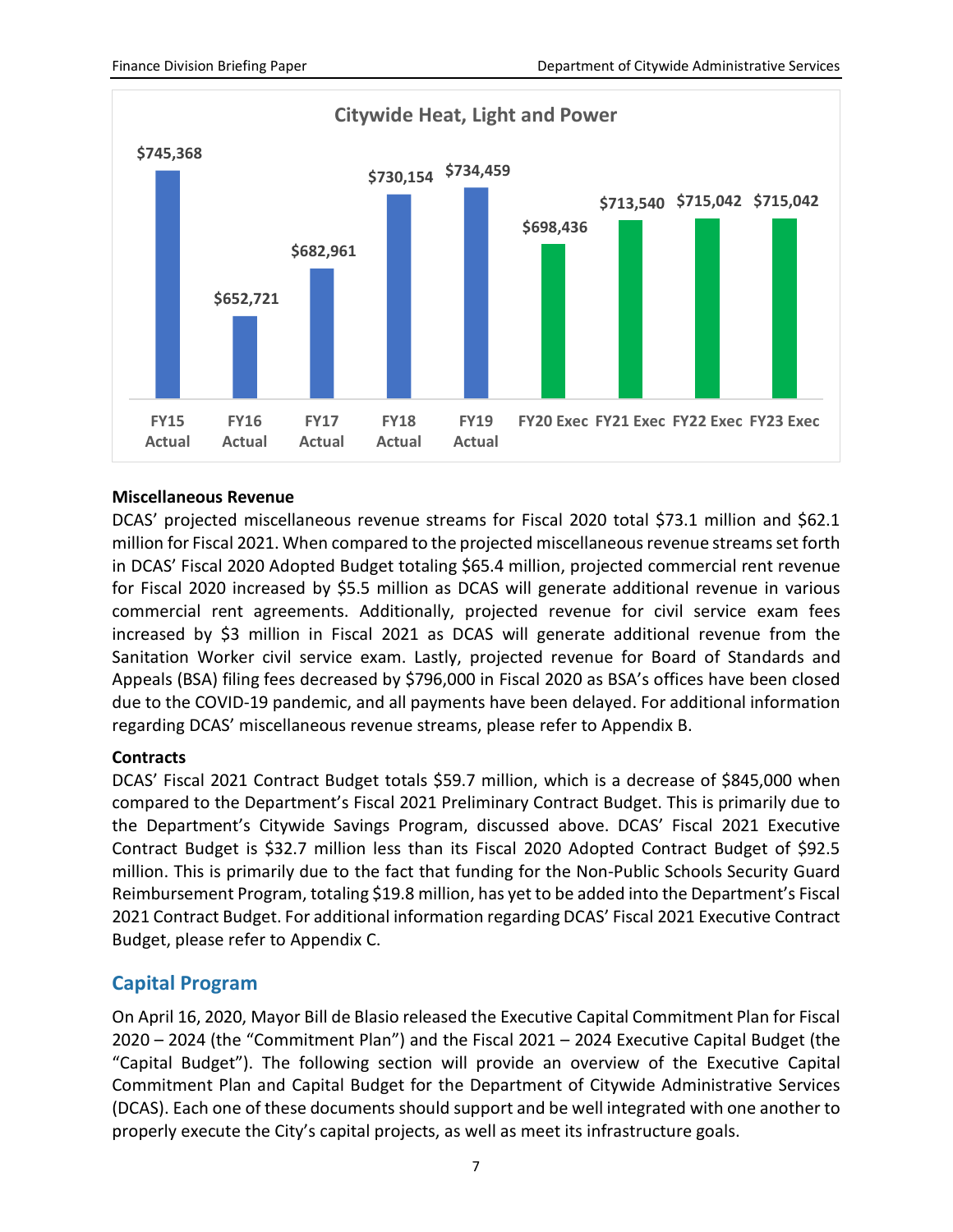**Citywide Heat, Light and Power**

| | FY15 Actual | FY16 Actual | FY17 Actual | FY18 Actual | FY19 Actual | FY20 Exec | FY21 Exec | FY22 Exec | FY23 Exec |
|---|---|---|---|---|---|---|---|---|---|
| Citywide Heat, Light and Power | $745,368 | $652,721 | $682,961 | $730,154 | $734,459 | $698,436 | $713,540 | $715,042 | $715,042 |

**Miscellaneous Revenue**

DCAS' projected miscellaneous revenue streams for Fiscal 2020 total $73.1 million and $62.1 million for Fiscal 2021. When compared to the projected miscellaneous revenue streams set forth in DCAS' Fiscal 2020 Adopted Budget totaling $65.4 million, projected commercial rent revenue for Fiscal 2020 increased by $5.5 million as DCAS will generate additional revenue in various commercial rent agreements. Additionally, projected revenue for civil service exam fees increased by $3 million in Fiscal 2021 as DCAS will generate additional revenue from the Sanitation Worker civil service exam. Lastly, projected revenue for Board of Standards and Appeals (BSA) filing fees decreased by $796,000 in Fiscal 2020 as BSA's offices have been closed due to the COVID-19 pandemic, and all payments have been delayed. For additional information regarding DCAS' miscellaneous revenue streams, please refer to Appendix B.

**Contracts**

DCAS' Fiscal 2021 Contract Budget totals $59.7 million, which is a decrease of $845,000 when compared to the Department's Fiscal 2021 Preliminary Contract Budget. This is primarily due to the Department's Citywide Savings Program, discussed above. DCAS' Fiscal 2021 Executive Contract Budget is $32.7 million less than its Fiscal 2020 Adopted Contract Budget of $92.5 million. This is primarily due to the fact that funding for the Non-Public Schools Security Guard Reimbursement Program, totaling $19.8 million, has yet to be added into the Department's Fiscal 2021 Contract Budget. For additional information regarding DCAS' Fiscal 2021 Executive Contract Budget, please refer to Appendix C.

## Capital Program

On April 16, 2020, Mayor Bill de Blasio released the Executive Capital Commitment Plan for Fiscal 2020 – 2024 (the "Commitment Plan") and the Fiscal 2021 – 2024 Executive Capital Budget (the "Capital Budget"). The following section will provide an overview of the Executive Capital Commitment Plan and Capital Budget for the Department of Citywide Administrative Services (DCAS). Each one of these documents should support and be well integrated with one another to properly execute the City's capital projects, as well as meet its infrastructure goals.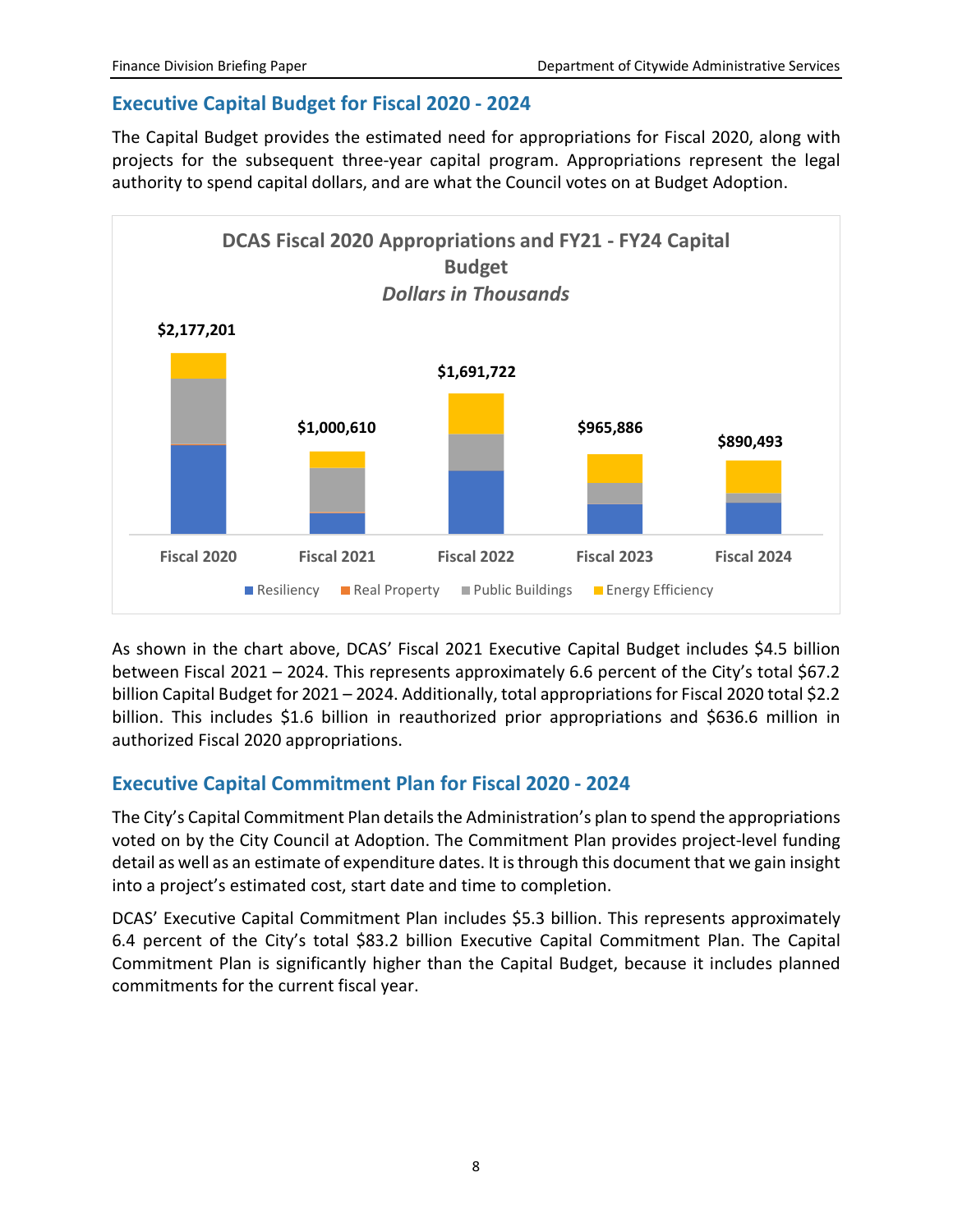## Executive Capital Budget for Fiscal 2020 - 2024

The Capital Budget provides the estimated need for appropriations for Fiscal 2020, along with projects for the subsequent three-year capital program. Appropriations represent the legal authority to spend capital dollars, and are what the Council votes on at Budget Adoption.

**DCAS Fiscal 2020 Appropriations and FY21 - FY24 Capital Budget**
***Dollars in Thousands***

| | Fiscal 2020 | Fiscal 2021 | Fiscal 2022 | Fiscal 2023 | Fiscal 2024 |
|---|---|---|---|---|---|
| Total | $2,177,201 | $1,000,610 | $1,691,722 | $965,886 | $890,493 |

Legend: Resiliency, Real Property, Public Buildings, Energy Efficiency

As shown in the chart above, DCAS' Fiscal 2021 Executive Capital Budget includes $4.5 billion between Fiscal 2021 – 2024. This represents approximately 6.6 percent of the City's total $67.2 billion Capital Budget for 2021 – 2024. Additionally, total appropriations for Fiscal 2020 total $2.2 billion. This includes $1.6 billion in reauthorized prior appropriations and $636.6 million in authorized Fiscal 2020 appropriations.

## Executive Capital Commitment Plan for Fiscal 2020 - 2024

The City's Capital Commitment Plan details the Administration's plan to spend the appropriations voted on by the City Council at Adoption. The Commitment Plan provides project-level funding detail as well as an estimate of expenditure dates. It is through this document that we gain insight into a project's estimated cost, start date and time to completion.

DCAS' Executive Capital Commitment Plan includes $5.3 billion. This represents approximately 6.4 percent of the City's total $83.2 billion Executive Capital Commitment Plan. The Capital Commitment Plan is significantly higher than the Capital Budget, because it includes planned commitments for the current fiscal year.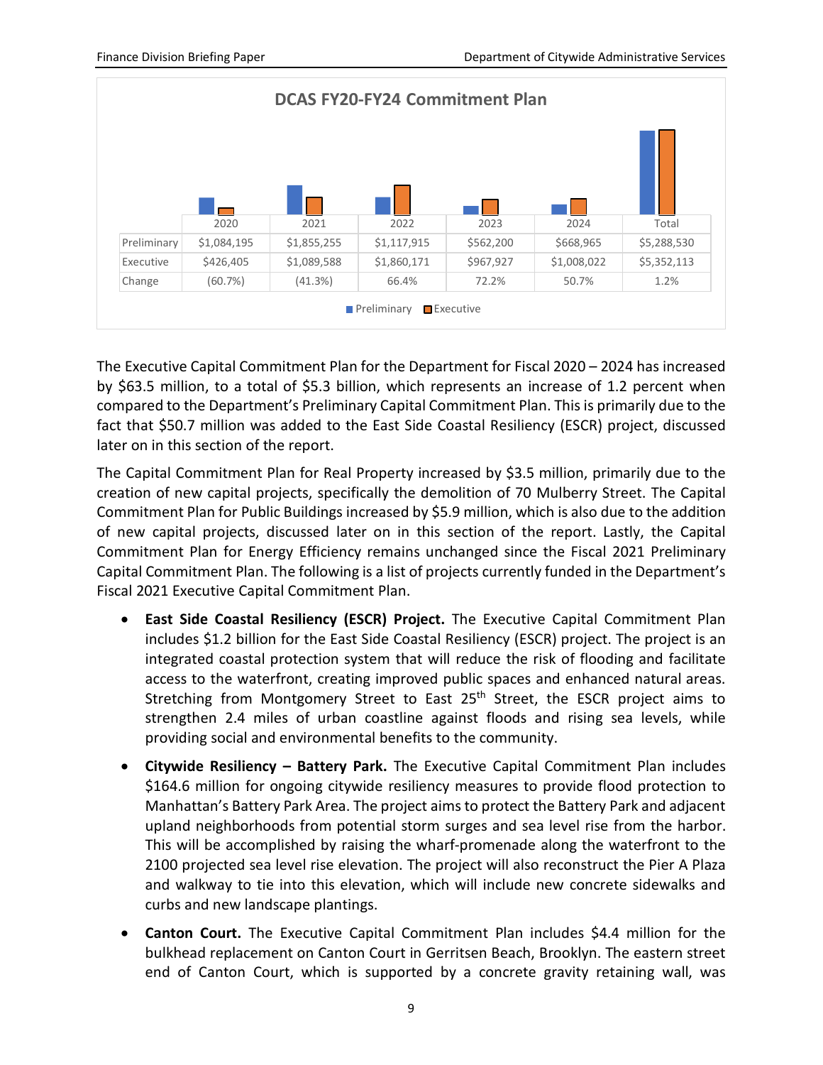**DCAS FY20-FY24 Commitment Plan**

| | 2020 | 2021 | 2022 | 2023 | 2024 | Total |
|---|---|---|---|---|---|---|
| Preliminary | $1,084,195 | $1,855,255 | $1,117,915 | $562,200 | $668,965 | $5,288,530 |
| Executive | $426,405 | $1,089,588 | $1,860,171 | $967,927 | $1,008,022 | $5,352,113 |
| Change | (60.7%) | (41.3%) | 66.4% | 72.2% | 50.7% | 1.2% |

The Executive Capital Commitment Plan for the Department for Fiscal 2020 – 2024 has increased by $63.5 million, to a total of $5.3 billion, which represents an increase of 1.2 percent when compared to the Department's Preliminary Capital Commitment Plan. This is primarily due to the fact that $50.7 million was added to the East Side Coastal Resiliency (ESCR) project, discussed later on in this section of the report.

The Capital Commitment Plan for Real Property increased by $3.5 million, primarily due to the creation of new capital projects, specifically the demolition of 70 Mulberry Street. The Capital Commitment Plan for Public Buildings increased by $5.9 million, which is also due to the addition of new capital projects, discussed later on in this section of the report. Lastly, the Capital Commitment Plan for Energy Efficiency remains unchanged since the Fiscal 2021 Preliminary Capital Commitment Plan. The following is a list of projects currently funded in the Department's Fiscal 2021 Executive Capital Commitment Plan.

- **East Side Coastal Resiliency (ESCR) Project.** The Executive Capital Commitment Plan includes $1.2 billion for the East Side Coastal Resiliency (ESCR) project. The project is an integrated coastal protection system that will reduce the risk of flooding and facilitate access to the waterfront, creating improved public spaces and enhanced natural areas. Stretching from Montgomery Street to East 25th Street, the ESCR project aims to strengthen 2.4 miles of urban coastline against floods and rising sea levels, while providing social and environmental benefits to the community.
- **Citywide Resiliency – Battery Park.** The Executive Capital Commitment Plan includes $164.6 million for ongoing citywide resiliency measures to provide flood protection to Manhattan's Battery Park Area. The project aims to protect the Battery Park and adjacent upland neighborhoods from potential storm surges and sea level rise from the harbor. This will be accomplished by raising the wharf-promenade along the waterfront to the 2100 projected sea level rise elevation. The project will also reconstruct the Pier A Plaza and walkway to tie into this elevation, which will include new concrete sidewalks and curbs and new landscape plantings.
- **Canton Court.** The Executive Capital Commitment Plan includes $4.4 million for the bulkhead replacement on Canton Court in Gerritsen Beach, Brooklyn. The eastern street end of Canton Court, which is supported by a concrete gravity retaining wall, was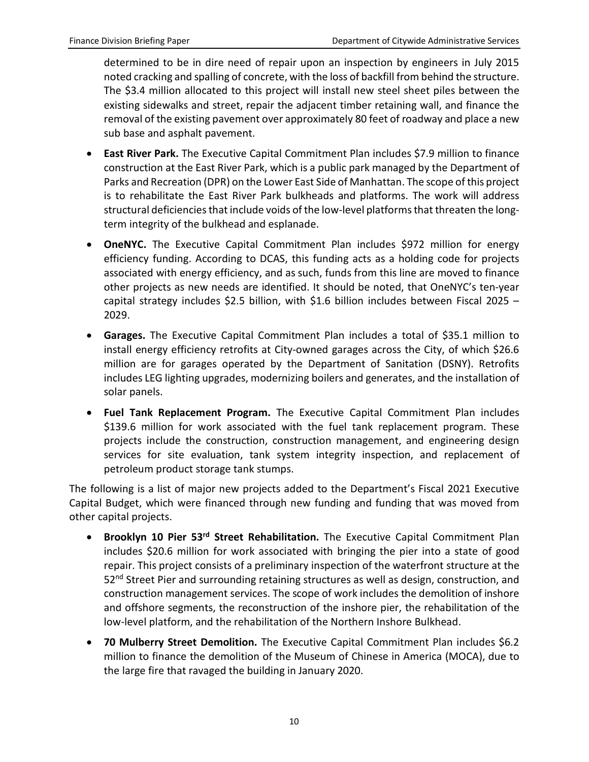determined to be in dire need of repair upon an inspection by engineers in July 2015 noted cracking and spalling of concrete, with the loss of backfill from behind the structure. The $3.4 million allocated to this project will install new steel sheet piles between the existing sidewalks and street, repair the adjacent timber retaining wall, and finance the removal of the existing pavement over approximately 80 feet of roadway and place a new sub base and asphalt pavement.

- **East River Park.** The Executive Capital Commitment Plan includes $7.9 million to finance construction at the East River Park, which is a public park managed by the Department of Parks and Recreation (DPR) on the Lower East Side of Manhattan. The scope of this project is to rehabilitate the East River Park bulkheads and platforms. The work will address structural deficiencies that include voids of the low-level platforms that threaten the long-term integrity of the bulkhead and esplanade.
- **OneNYC.** The Executive Capital Commitment Plan includes $972 million for energy efficiency funding. According to DCAS, this funding acts as a holding code for projects associated with energy efficiency, and as such, funds from this line are moved to finance other projects as new needs are identified. It should be noted, that OneNYC's ten-year capital strategy includes $2.5 billion, with $1.6 billion includes between Fiscal 2025 – 2029.
- **Garages.** The Executive Capital Commitment Plan includes a total of $35.1 million to install energy efficiency retrofits at City-owned garages across the City, of which $26.6 million are for garages operated by the Department of Sanitation (DSNY). Retrofits includes LEG lighting upgrades, modernizing boilers and generates, and the installation of solar panels.
- **Fuel Tank Replacement Program.** The Executive Capital Commitment Plan includes $139.6 million for work associated with the fuel tank replacement program. These projects include the construction, construction management, and engineering design services for site evaluation, tank system integrity inspection, and replacement of petroleum product storage tank stumps.

The following is a list of major new projects added to the Department's Fiscal 2021 Executive Capital Budget, which were financed through new funding and funding that was moved from other capital projects.

- **Brooklyn 10 Pier 53rd Street Rehabilitation.** The Executive Capital Commitment Plan includes $20.6 million for work associated with bringing the pier into a state of good repair. This project consists of a preliminary inspection of the waterfront structure at the 52nd Street Pier and surrounding retaining structures as well as design, construction, and construction management services. The scope of work includes the demolition of inshore and offshore segments, the reconstruction of the inshore pier, the rehabilitation of the low-level platform, and the rehabilitation of the Northern Inshore Bulkhead.
- **70 Mulberry Street Demolition.** The Executive Capital Commitment Plan includes $6.2 million to finance the demolition of the Museum of Chinese in America (MOCA), due to the large fire that ravaged the building in January 2020.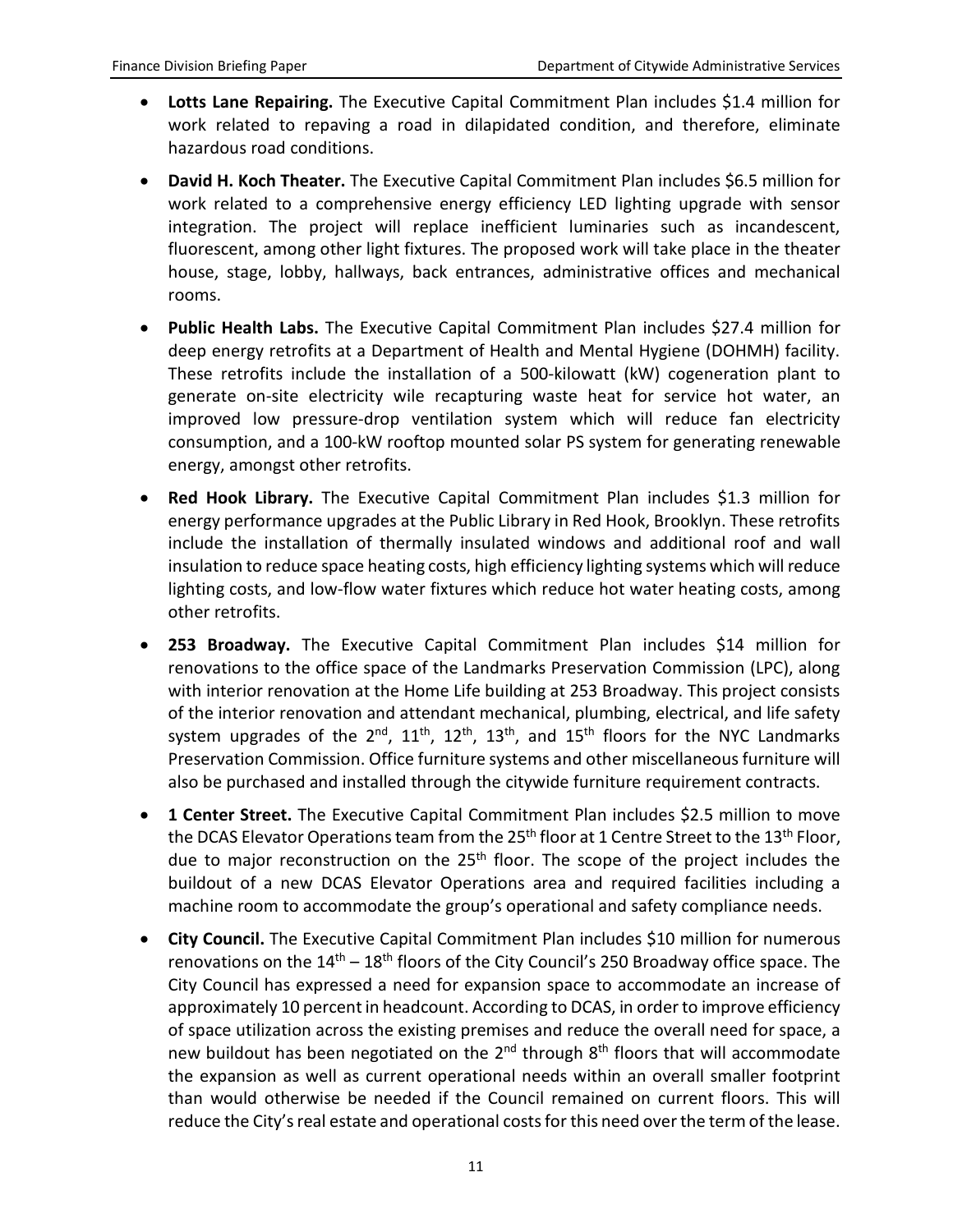- **Lotts Lane Repairing.** The Executive Capital Commitment Plan includes $1.4 million for work related to repaving a road in dilapidated condition, and therefore, eliminate hazardous road conditions.
- **David H. Koch Theater.** The Executive Capital Commitment Plan includes $6.5 million for work related to a comprehensive energy efficiency LED lighting upgrade with sensor integration. The project will replace inefficient luminaries such as incandescent, fluorescent, among other light fixtures. The proposed work will take place in the theater house, stage, lobby, hallways, back entrances, administrative offices and mechanical rooms.
- **Public Health Labs.** The Executive Capital Commitment Plan includes $27.4 million for deep energy retrofits at a Department of Health and Mental Hygiene (DOHMH) facility. These retrofits include the installation of a 500-kilowatt (kW) cogeneration plant to generate on-site electricity wile recapturing waste heat for service hot water, an improved low pressure-drop ventilation system which will reduce fan electricity consumption, and a 100-kW rooftop mounted solar PS system for generating renewable energy, amongst other retrofits.
- **Red Hook Library.** The Executive Capital Commitment Plan includes $1.3 million for energy performance upgrades at the Public Library in Red Hook, Brooklyn. These retrofits include the installation of thermally insulated windows and additional roof and wall insulation to reduce space heating costs, high efficiency lighting systems which will reduce lighting costs, and low-flow water fixtures which reduce hot water heating costs, among other retrofits.
- **253 Broadway.** The Executive Capital Commitment Plan includes $14 million for renovations to the office space of the Landmarks Preservation Commission (LPC), along with interior renovation at the Home Life building at 253 Broadway. This project consists of the interior renovation and attendant mechanical, plumbing, electrical, and life safety system upgrades of the 2nd, 11th, 12th, 13th, and 15th floors for the NYC Landmarks Preservation Commission. Office furniture systems and other miscellaneous furniture will also be purchased and installed through the citywide furniture requirement contracts.
- **1 Center Street.** The Executive Capital Commitment Plan includes $2.5 million to move the DCAS Elevator Operations team from the 25th floor at 1 Centre Street to the 13th Floor, due to major reconstruction on the 25th floor. The scope of the project includes the buildout of a new DCAS Elevator Operations area and required facilities including a machine room to accommodate the group's operational and safety compliance needs.
- **City Council.** The Executive Capital Commitment Plan includes $10 million for numerous renovations on the 14th – 18th floors of the City Council's 250 Broadway office space. The City Council has expressed a need for expansion space to accommodate an increase of approximately 10 percent in headcount. According to DCAS, in order to improve efficiency of space utilization across the existing premises and reduce the overall need for space, a new buildout has been negotiated on the 2nd through 8th floors that will accommodate the expansion as well as current operational needs within an overall smaller footprint than would otherwise be needed if the Council remained on current floors. This will reduce the City's real estate and operational costs for this need over the term of the lease.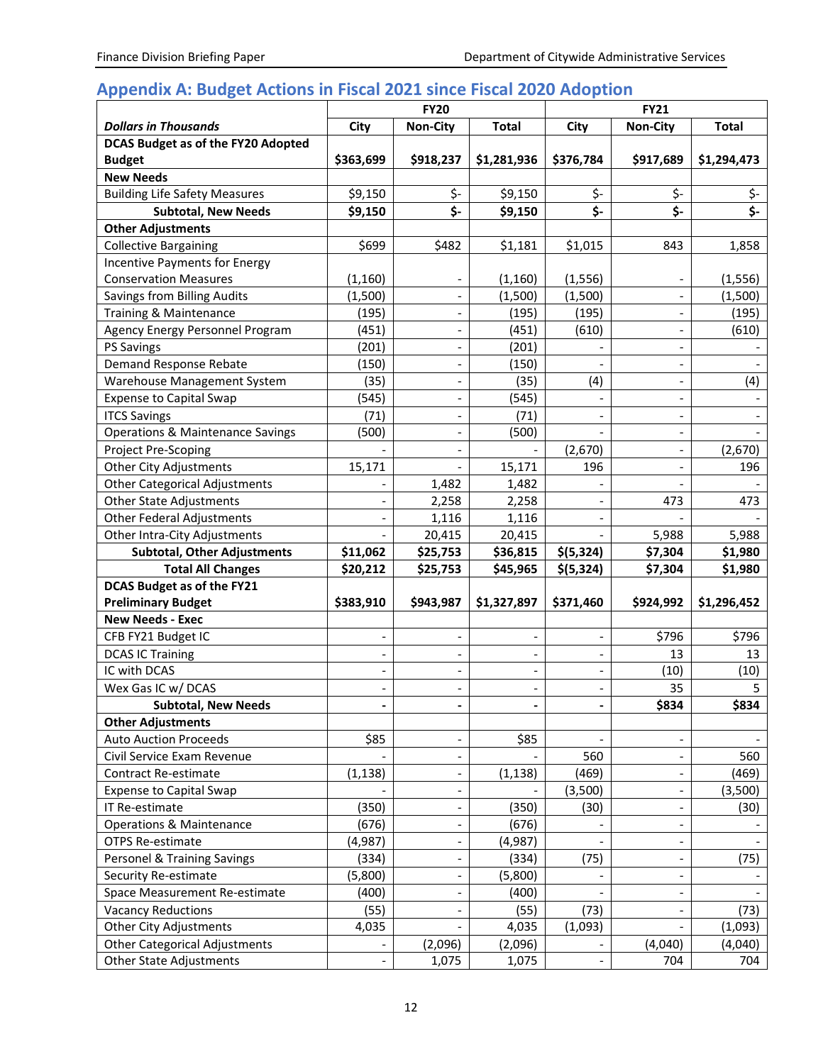## Appendix A: Budget Actions in Fiscal 2021 since Fiscal 2020 Adoption

| | FY20 | | | FY21 | | |
|---|---|---|---|---|---|---|
| ***Dollars in Thousands*** | **City** | **Non-City** | **Total** | **City** | **Non-City** | **Total** |
| **DCAS Budget as of the FY20 Adopted Budget** | **$363,699** | **$918,237** | **$1,281,936** | **$376,784** | **$917,689** | **$1,294,473** |
| **New Needs** | | | | | | |
| Building Life Safety Measures | $9,150 | $- | $9,150 | $- | $- | $- |
| **Subtotal, New Needs** | **$9,150** | **$-** | **$9,150** | **$-** | **$-** | **$-** |
| **Other Adjustments** | | | | | | |
| Collective Bargaining | $699 | $482 | $1,181 | $1,015 | 843 | 1,858 |
| Incentive Payments for Energy Conservation Measures | (1,160) | - | (1,160) | (1,556) | - | (1,556) |
| Savings from Billing Audits | (1,500) | - | (1,500) | (1,500) | - | (1,500) |
| Training & Maintenance | (195) | - | (195) | (195) | - | (195) |
| Agency Energy Personnel Program | (451) | - | (451) | (610) | - | (610) |
| PS Savings | (201) | - | (201) | - | - | - |
| Demand Response Rebate | (150) | - | (150) | - | - | - |
| Warehouse Management System | (35) | - | (35) | (4) | - | (4) |
| Expense to Capital Swap | (545) | - | (545) | - | - | - |
| ITCS Savings | (71) | - | (71) | - | - | - |
| Operations & Maintenance Savings | (500) | - | (500) | - | - | - |
| Project Pre-Scoping | - | - | - | (2,670) | - | (2,670) |
| Other City Adjustments | 15,171 | - | 15,171 | 196 | - | 196 |
| Other Categorical Adjustments | - | 1,482 | 1,482 | - | - | - |
| Other State Adjustments | - | 2,258 | 2,258 | - | 473 | 473 |
| Other Federal Adjustments | - | 1,116 | 1,116 | - | - | - |
| Other Intra-City Adjustments | - | 20,415 | 20,415 | - | 5,988 | 5,988 |
| **Subtotal, Other Adjustments** | **$11,062** | **$25,753** | **$36,815** | **$(5,324)** | **$7,304** | **$1,980** |
| **Total All Changes** | **$20,212** | **$25,753** | **$45,965** | **$(5,324)** | **$7,304** | **$1,980** |
| **DCAS Budget as of the FY21 Preliminary Budget** | **$383,910** | **$943,987** | **$1,327,897** | **$371,460** | **$924,992** | **$1,296,452** |
| **New Needs - Exec** | | | | | | |
| CFB FY21 Budget IC | - | - | - | - | $796 | $796 |
| DCAS IC Training | - | - | - | - | 13 | 13 |
| IC with DCAS | - | - | - | - | (10) | (10) |
| Wex Gas IC w/ DCAS | - | - | - | - | 35 | 5 |
| **Subtotal, New Needs** | **-** | **-** | **-** | **-** | **$834** | **$834** |
| **Other Adjustments** | | | | | | |
| Auto Auction Proceeds | $85 | - | $85 | - | - | - |
| Civil Service Exam Revenue | - | - | - | 560 | - | 560 |
| Contract Re-estimate | (1,138) | - | (1,138) | (469) | - | (469) |
| Expense to Capital Swap | - | - | - | (3,500) | - | (3,500) |
| IT Re-estimate | (350) | - | (350) | (30) | - | (30) |
| Operations & Maintenance | (676) | - | (676) | - | - | - |
| OTPS Re-estimate | (4,987) | - | (4,987) | - | - | - |
| Personel & Training Savings | (334) | - | (334) | (75) | - | (75) |
| Security Re-estimate | (5,800) | - | (5,800) | - | - | - |
| Space Measurement Re-estimate | (400) | - | (400) | - | - | - |
| Vacancy Reductions | (55) | - | (55) | (73) | - | (73) |
| Other City Adjustments | 4,035 | - | 4,035 | (1,093) | - | (1,093) |
| Other Categorical Adjustments | - | (2,096) | (2,096) | - | (4,040) | (4,040) |
| Other State Adjustments | - | 1,075 | 1,075 | - | 704 | 704 |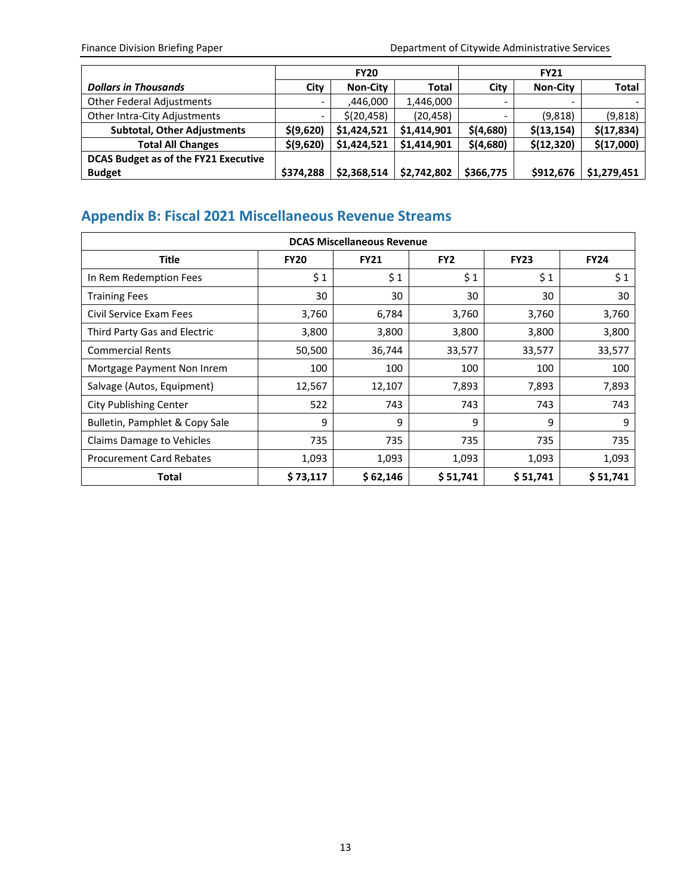| *Dollars in Thousands* | FY20 | | | FY21 | | |
|---|---|---|---|---|---|---|
| | City | Non-City | Total | City | Non-City | Total |
| Other Federal Adjustments | - | ,446,000 | 1,446,000 | - | - | - |
| Other Intra-City Adjustments | - | $(20,458) | (20,458) | - | (9,818) | (9,818) |
| **Subtotal, Other Adjustments** | **$(9,620)** | **$1,424,521** | **$1,414,901** | **$(4,680)** | **$(13,154)** | **$(17,834)** |
| **Total All Changes** | **$(9,620)** | **$1,424,521** | **$1,414,901** | **$(4,680)** | **$(12,320)** | **$(17,000)** |
| **DCAS Budget as of the FY21 Executive Budget** | **$374,288** | **$2,368,514** | **$2,742,802** | **$366,775** | **$912,676** | **$1,279,451** |

## Appendix B: Fiscal 2021 Miscellaneous Revenue Streams

| DCAS Miscellaneous Revenue | | | | | |
|---|---|---|---|---|---|
| **Title** | **FY20** | **FY21** | **FY2** | **FY23** | **FY24** |
| In Rem Redemption Fees | $ 1 | $ 1 | $ 1 | $ 1 | $ 1 |
| Training Fees | 30 | 30 | 30 | 30 | 30 |
| Civil Service Exam Fees | 3,760 | 6,784 | 3,760 | 3,760 | 3,760 |
| Third Party Gas and Electric | 3,800 | 3,800 | 3,800 | 3,800 | 3,800 |
| Commercial Rents | 50,500 | 36,744 | 33,577 | 33,577 | 33,577 |
| Mortgage Payment Non Inrem | 100 | 100 | 100 | 100 | 100 |
| Salvage (Autos, Equipment) | 12,567 | 12,107 | 7,893 | 7,893 | 7,893 |
| City Publishing Center | 522 | 743 | 743 | 743 | 743 |
| Bulletin, Pamphlet & Copy Sale | 9 | 9 | 9 | 9 | 9 |
| Claims Damage to Vehicles | 735 | 735 | 735 | 735 | 735 |
| Procurement Card Rebates | 1,093 | 1,093 | 1,093 | 1,093 | 1,093 |
| **Total** | **$ 73,117** | **$ 62,146** | **$ 51,741** | **$ 51,741** | **$ 51,741** |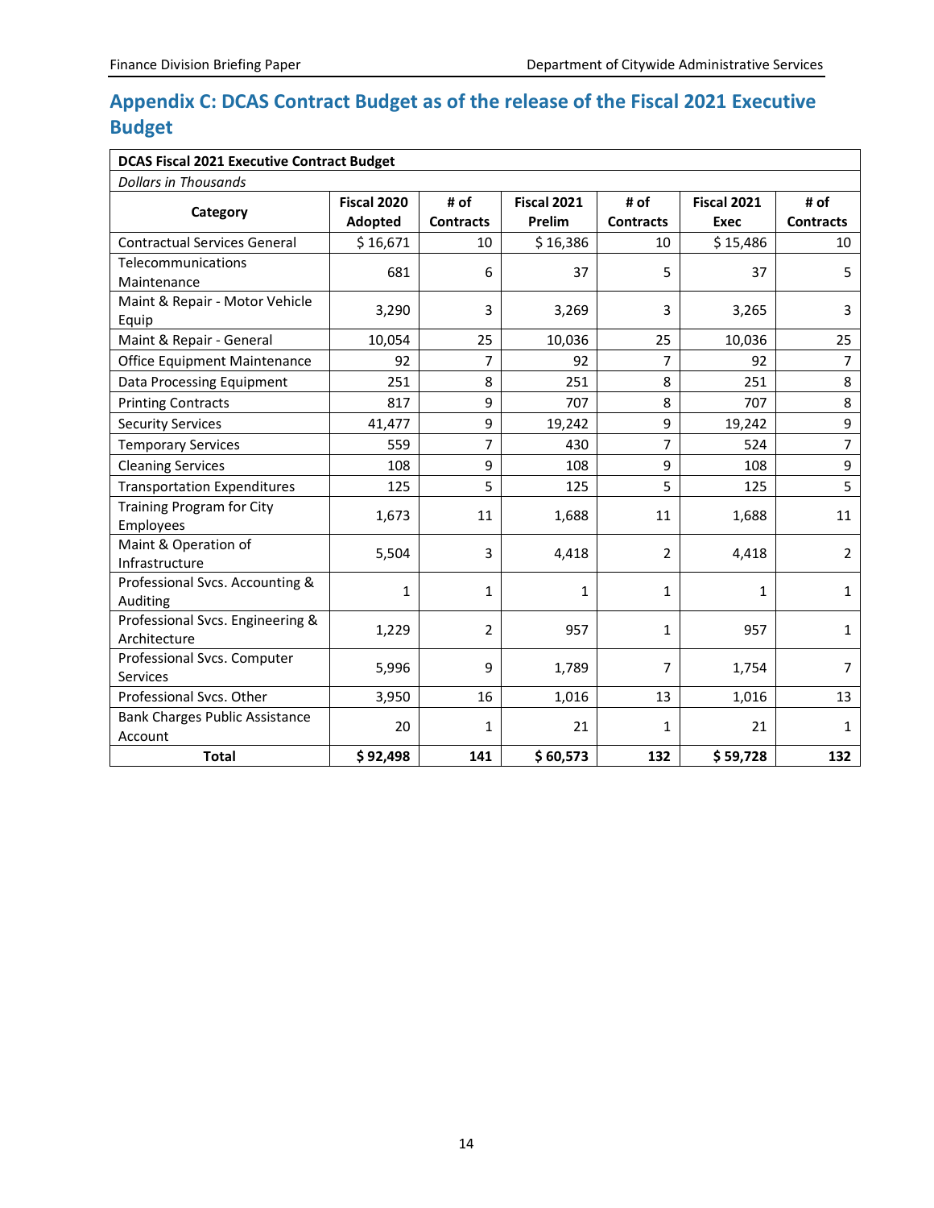## Appendix C: DCAS Contract Budget as of the release of the Fiscal 2021 Executive Budget

| DCAS Fiscal 2021 Executive Contract Budget | | | | | | |
|---|---|---|---|---|---|---|
| *Dollars in Thousands* | | | | | | |
| **Category** | **Fiscal 2020 Adopted** | **# of Contracts** | **Fiscal 2021 Prelim** | **# of Contracts** | **Fiscal 2021 Exec** | **# of Contracts** |
| Contractual Services General | $ 16,671 | 10 | $ 16,386 | 10 | $ 15,486 | 10 |
| Telecommunications Maintenance | 681 | 6 | 37 | 5 | 37 | 5 |
| Maint & Repair - Motor Vehicle Equip | 3,290 | 3 | 3,269 | 3 | 3,265 | 3 |
| Maint & Repair - General | 10,054 | 25 | 10,036 | 25 | 10,036 | 25 |
| Office Equipment Maintenance | 92 | 7 | 92 | 7 | 92 | 7 |
| Data Processing Equipment | 251 | 8 | 251 | 8 | 251 | 8 |
| Printing Contracts | 817 | 9 | 707 | 8 | 707 | 8 |
| Security Services | 41,477 | 9 | 19,242 | 9 | 19,242 | 9 |
| Temporary Services | 559 | 7 | 430 | 7 | 524 | 7 |
| Cleaning Services | 108 | 9 | 108 | 9 | 108 | 9 |
| Transportation Expenditures | 125 | 5 | 125 | 5 | 125 | 5 |
| Training Program for City Employees | 1,673 | 11 | 1,688 | 11 | 1,688 | 11 |
| Maint & Operation of Infrastructure | 5,504 | 3 | 4,418 | 2 | 4,418 | 2 |
| Professional Svcs. Accounting & Auditing | 1 | 1 | 1 | 1 | 1 | 1 |
| Professional Svcs. Engineering & Architecture | 1,229 | 2 | 957 | 1 | 957 | 1 |
| Professional Svcs. Computer Services | 5,996 | 9 | 1,789 | 7 | 1,754 | 7 |
| Professional Svcs. Other | 3,950 | 16 | 1,016 | 13 | 1,016 | 13 |
| Bank Charges Public Assistance Account | 20 | 1 | 21 | 1 | 21 | 1 |
| **Total** | **$ 92,498** | **141** | **$ 60,573** | **132** | **$ 59,728** | **132** |